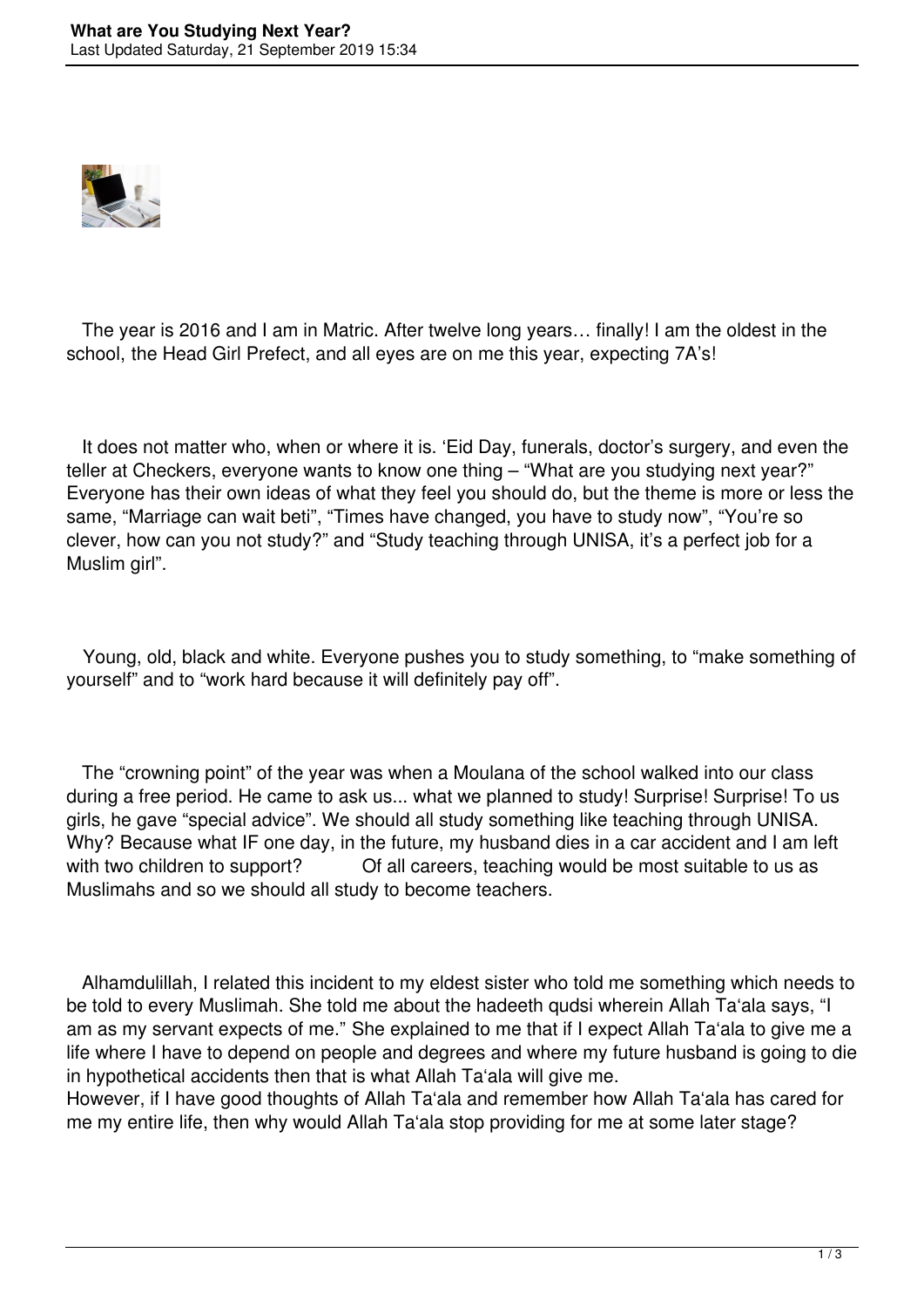The year is 2016 and I am in Matric. After twelve long years… finally! I am the oldest in the school, the Head Girl Prefect, and all eyes are on me this year, expecting 7A's!

It does not matter who, when or where it is. 'Eid Day, funerals, doctor's surgery, and even the teller at Checkers, everyone wants to know one thing – "What are you studying next year?" Everyone has their own ideas of what they feel you should do, but the theme is more or less the same, "Marriage can wait beti", "Times have changed, you have to study now", "You're so clever, how can you not study?" and "Study teaching through UNISA, it's a perfect job for a Muslim girl".

Young, old, black and white. Everyone pushes you to study something, to "make something of yourself" and to "work hard because it will definitely pay off".

The "crowning point" of the year was when a Moulana of the school walked into our class during a free period. He came to ask us... what we planned to study! Surprise! Surprise! To us girls, he gave "special advice". We should all study something like teaching through UNISA. Why? Because what IF one day, in the future, my husband dies in a car accident and I am left with two children to support? Of all careers, teaching would be most suitable to us as Muslimahs and so we should all study to become teachers.

Alhamdulillah, I related this incident to my eldest sister who told me something which needs to be told to every Muslimah. She told me about the hadeeth qudsi wherein Allah Ta'ala says, "I am as my servant expects of me." She explained to me that if I expect Allah Ta'ala to give me a life where I have to depend on people and degrees and where my future husband is going to die in hypothetical accidents then that is what Allah Ta'ala will give me.
However, if I have good thoughts of Allah Ta'ala and remember how Allah Ta'ala has cared for me my entire life, then why would Allah Ta'ala stop providing for me at some later stage?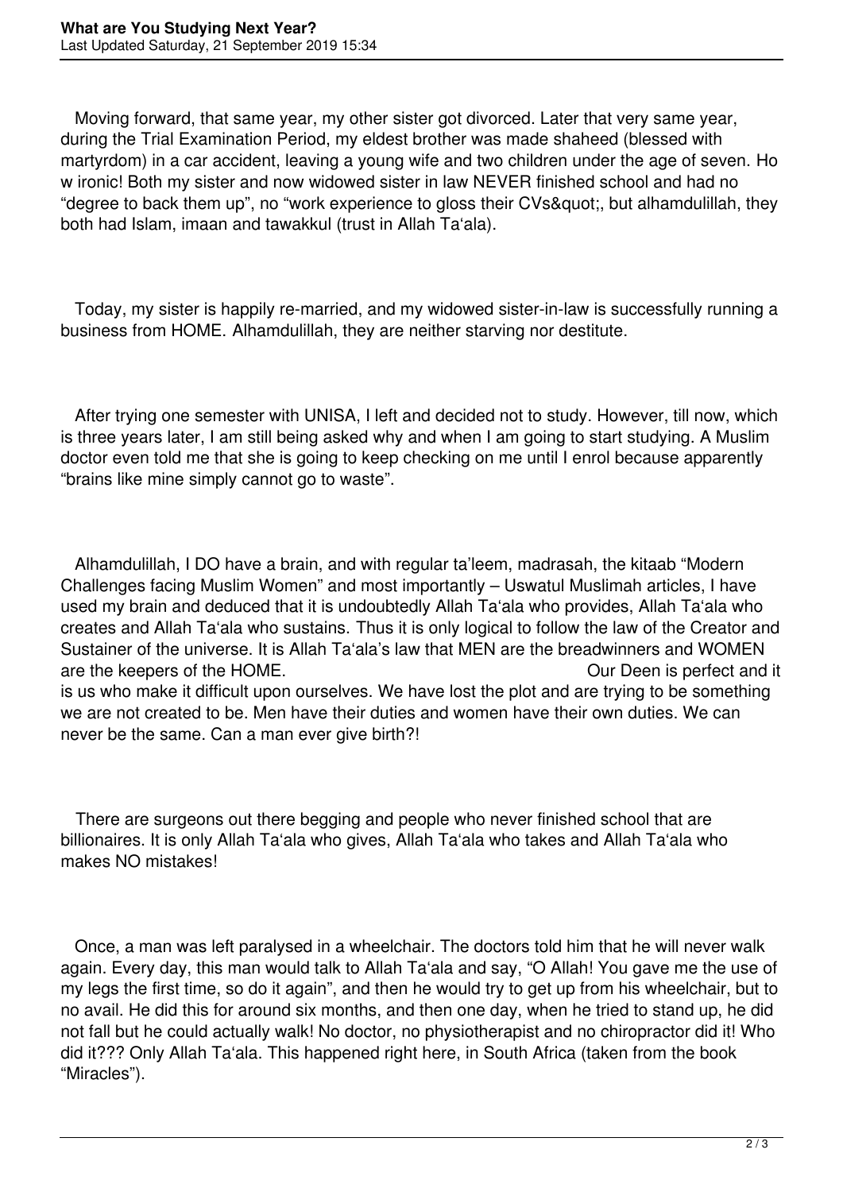Moving forward, that same year, my other sister got divorced. Later that very same year, during the Trial Examination Period, my eldest brother was made shaheed (blessed with martyrdom) in a car accident, leaving a young wife and two children under the age of seven. Ho w ironic! Both my sister and now widowed sister in law NEVER finished school and had no “degree to back them up”, no “work experience to gloss their CVs&quot;, but alhamdulillah, they both had Islam, imaan and tawakkul (trust in Allah Ta‘ala).

Today, my sister is happily re-married, and my widowed sister-in-law is successfully running a business from HOME. Alhamdulillah, they are neither starving nor destitute.

After trying one semester with UNISA, I left and decided not to study. However, till now, which is three years later, I am still being asked why and when I am going to start studying. A Muslim doctor even told me that she is going to keep checking on me until I enrol because apparently “brains like mine simply cannot go to waste”.

Alhamdulillah, I DO have a brain, and with regular ta’leem, madrasah, the kitaab “Modern Challenges facing Muslim Women” and most importantly – Uswatul Muslimah articles, I have used my brain and deduced that it is undoubtedly Allah Ta‘ala who provides, Allah Ta‘ala who creates and Allah Ta‘ala who sustains. Thus it is only logical to follow the law of the Creator and Sustainer of the universe. It is Allah Ta‘ala’s law that MEN are the breadwinners and WOMEN are the keepers of the HOME. Our Deen is perfect and it is us who make it difficult upon ourselves. We have lost the plot and are trying to be something we are not created to be. Men have their duties and women have their own duties. We can never be the same. Can a man ever give birth?!

There are surgeons out there begging and people who never finished school that are billionaires. It is only Allah Ta‘ala who gives, Allah Ta‘ala who takes and Allah Ta‘ala who makes NO mistakes!

Once, a man was left paralysed in a wheelchair. The doctors told him that he will never walk again. Every day, this man would talk to Allah Ta‘ala and say, “O Allah! You gave me the use of my legs the first time, so do it again”, and then he would try to get up from his wheelchair, but to no avail. He did this for around six months, and then one day, when he tried to stand up, he did not fall but he could actually walk! No doctor, no physiotherapist and no chiropractor did it! Who did it??? Only Allah Ta‘ala. This happened right here, in South Africa (taken from the book “Miracles”).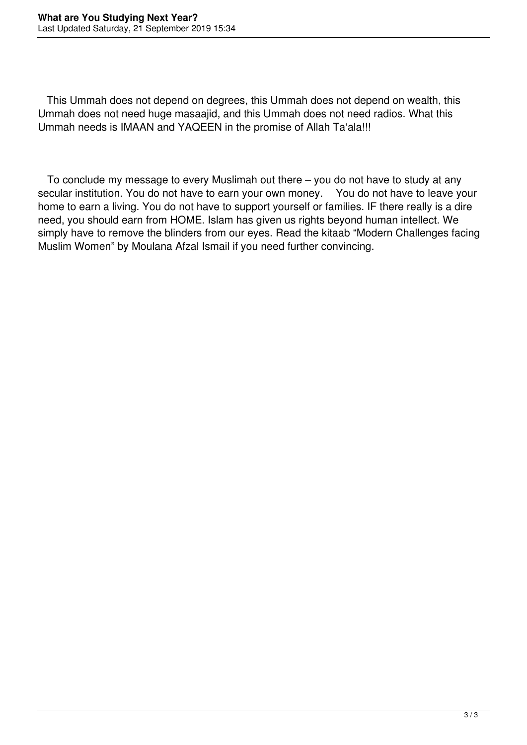This Ummah does not depend on degrees, this Ummah does not depend on wealth, this Ummah does not need huge masaajid, and this Ummah does not need radios. What this Ummah needs is IMAAN and YAQEEN in the promise of Allah Ta'ala!!!

To conclude my message to every Muslimah out there – you do not have to study at any secular institution. You do not have to earn your own money. You do not have to leave your home to earn a living. You do not have to support yourself or families. IF there really is a dire need, you should earn from HOME. Islam has given us rights beyond human intellect. We simply have to remove the blinders from our eyes. Read the kitaab "Modern Challenges facing Muslim Women" by Moulana Afzal Ismail if you need further convincing.